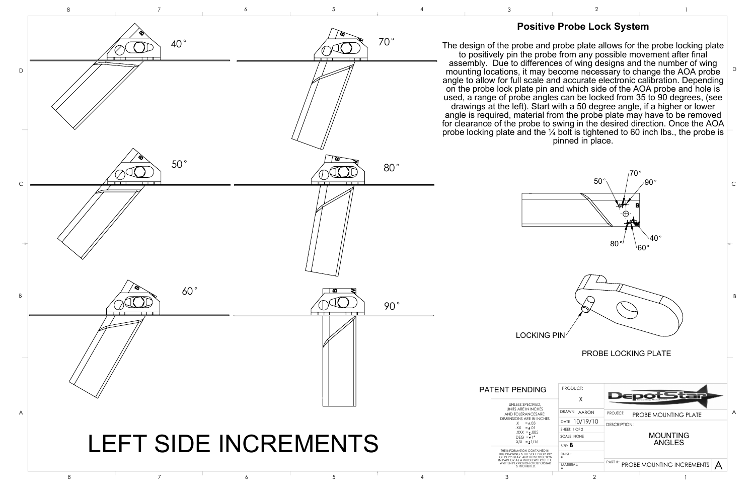## Positive Probe Lock System

The design of the probe and probe plate allows for the probe locking plate to positively pin the probe from any possible movement after final assembly. Due to differences of wing designs and the number of wing mounting locations, it may become necessary to change the AOA probe angle to allow for full scale and accurate electronic calibration. Depending on the probe lock plate pin and which side of the AOA probe and hole is used, a range of probe angles can be locked from 35 to 90 degrees, (see drawings at the left). Start with a 50 degree angle, if a higher or lower angle is required, material from the probe plate may have to be removed for clearance of the probe to swing in the desired direction. Once the AOA probe locking plate and the ¼ bolt is tightened to 60 inch lbs., the probe is pinned in place.

40° 50° 60° 70° 80° 90°

50° 70° 90° B 80° 60° 40° W

LOCKING PIN

PROBE LOCKING PLATE

# LEFT SIDE INCREMENTS

PATENT PENDING

UNLESS SPECIFIED, UNITS ARE IN INCHES AND TOLERANCES ARE: DIMENSIONS ARE IN INCHES
.X = ±.03
.XX = ±.01
.XXX = ±.005
DEG = ±1°
X/X = ±1/16

THE INFORMATION CONTAINED IN THIS DRAWING IS THE SOLE PROPERTY OF DEPOTSTAR. ANY REPRODUCTION IN PART OR AS A WHOLE WITHOUT THE WRITTEN PERMISSION OF DEPOTSTAR IS PROHIBITED.

| | |
|---|---|
| PRODUCT: X | DepotStar |
| DRAWN: AARON | PROJECT: PROBE MOUNTING PLATE |
| DATE: 10/19/10 | DESCRIPTION: MOUNTING ANGLES |
| SHEET: 1 OF 2 | |
| SCALE: NONE | |
| SIZE: B | |
| FINISH: * | |
| MATERIAL: * | PART #: PROBE MOUNTING INCREMENTS A |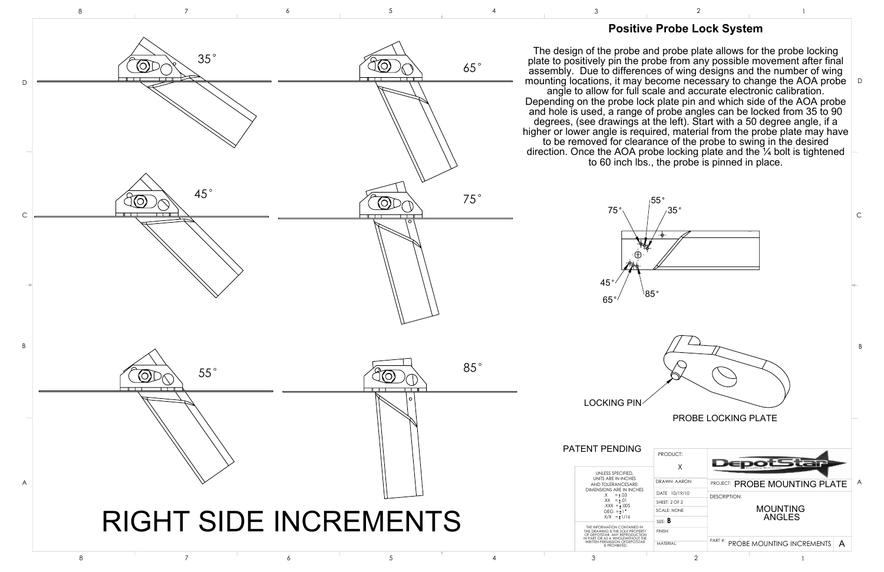## Positive Probe Lock System

The design of the probe and probe plate allows for the probe locking plate to positively pin the probe from any possible movement after final assembly. Due to differences of wing designs and the number of wing mounting locations, it may become necessary to change the AOA probe angle to allow for full scale and accurate electronic calibration. Depending on the probe lock plate pin and which side of the AOA probe and hole is used, a range of probe angles can be locked from 35 to 90 degrees, (see drawings at the left). Start with a 50 degree angle, if a higher or lower angle is required, material from the probe plate may have to be removed for clearance of the probe to swing in the desired direction. Once the AOA probe locking plate and the ¼ bolt is tightened to 60 inch lbs., the probe is pinned in place.

35°

45°

55°

65°

75°

85°

75°  55°  35°

45°  65°  85°

LOCKING PIN

PROBE LOCKING PLATE

# RIGHT SIDE INCREMENTS

PATENT PENDING

UNLESS SPECIFIED, UNITS ARE IN INCHES AND TOLERANCES ARE:
DIMENSIONS ARE IN INCHES
.X = ±.03
.XX = ±.01
.XXX = ±.005
DEG = ±1°
X/X = ±1/16

THE INFORMATION CONTAINED IN THIS DRAWING IS THE SOLE PROPERTY OF DEPOTSTAR. ANY REPRODUCTION IN PART OR AS A WHOLE WITHOUT THE WRITTEN PERMISSION OF DEPOTSTAR IS PROHIBITED.

| | |
|---|---|
| PRODUCT: X | DepotStar |
| DRAWN: AARON | PROJECT: PROBE MOUNTING PLATE |
| DATE: 10/19/10 | DESCRIPTION: MOUNTING ANGLES |
| SHEET: 2 OF 2 | |
| SCALE: NONE | |
| SIZE: B | |
| FINISH: | |
| MATERIAL: | PART #: PROBE MOUNTING INCREMENTS A |